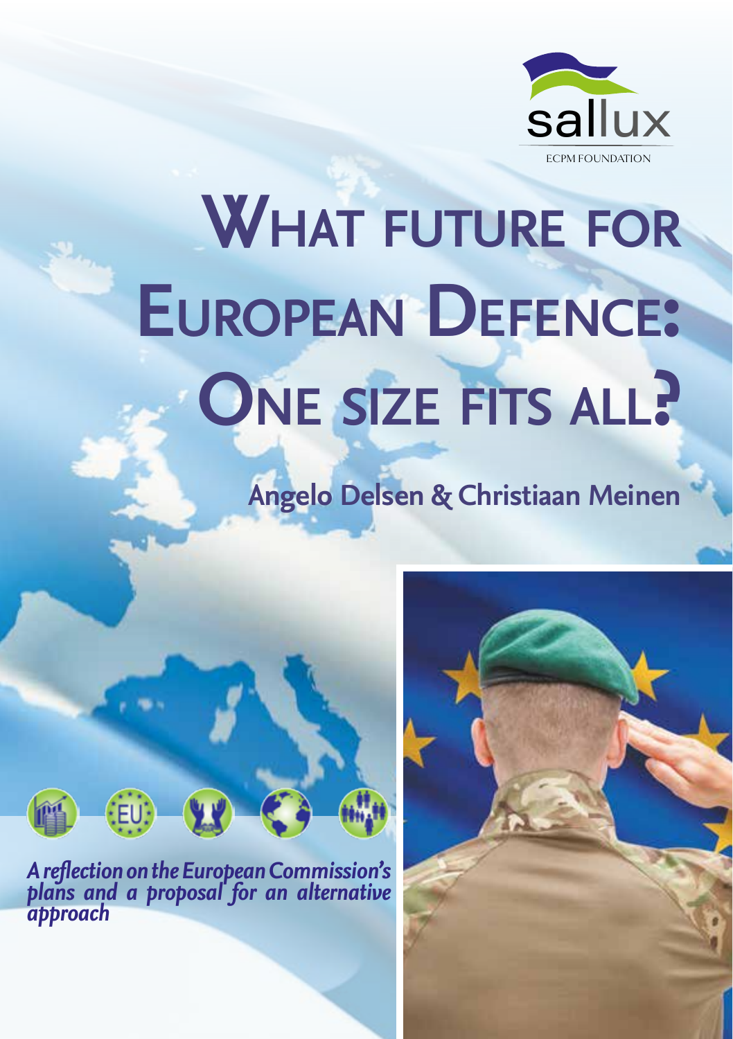sallux

ECPM FOUNDATION

# What future for European Defence: One size fits all?

**Angelo Delsen & Christiaan Meinen**

*A reflection on the European Commission's plans and a proposal for an alternative approach*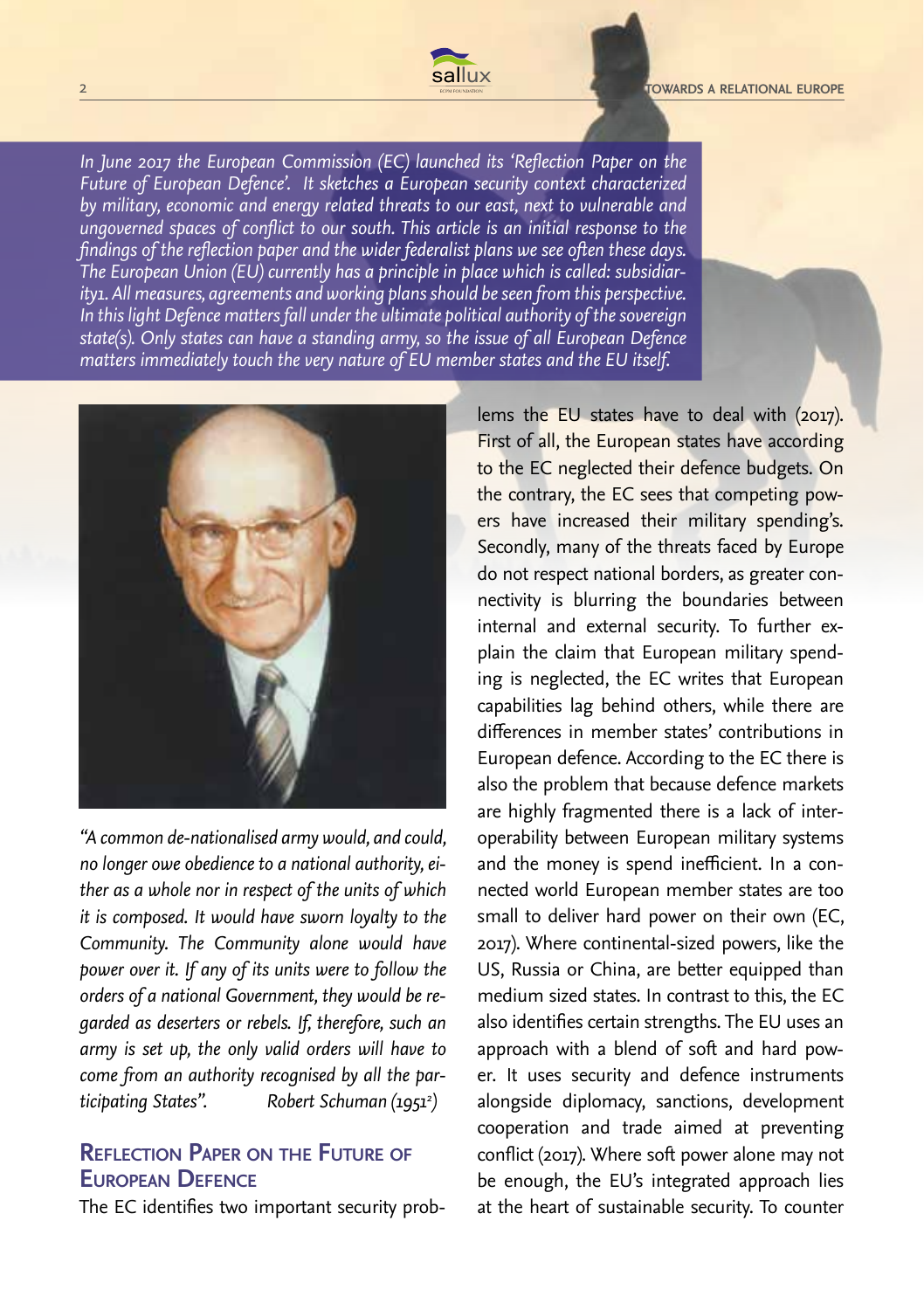*In June 2017 the European Commission (EC) launched its 'Reflection Paper on the Future of European Defence'. It sketches a European security context characterized by military, economic and energy related threats to our east, next to vulnerable and ungoverned spaces of conflict to our south. This article is an initial response to the findings of the reflection paper and the wider federalist plans we see often these days. The European Union (EU) currently has a principle in place which is called: subsidiarity1. All measures, agreements and working plans should be seen from this perspective. In this light Defence matters fall under the ultimate political authority of the sovereign state(s). Only states can have a standing army, so the issue of all European Defence matters immediately touch the very nature of EU member states and the EU itself.*

*"A common de-nationalised army would, and could, no longer owe obedience to a national authority, either as a whole nor in respect of the units of which it is composed. It would have sworn loyalty to the Community. The Community alone would have power over it. If any of its units were to follow the orders of a national Government, they would be regarded as deserters or rebels. If, therefore, such an army is set up, the only valid orders will have to come from an authority recognised by all the participating States".* Robert Schuman (1951[2])

## Reflection Paper on the Future of European Defence

The EC identifies two important security problems the EU states have to deal with (2017). First of all, the European states have according to the EC neglected their defence budgets. On the contrary, the EC sees that competing powers have increased their military spending's. Secondly, many of the threats faced by Europe do not respect national borders, as greater connectivity is blurring the boundaries between internal and external security. To further explain the claim that European military spending is neglected, the EC writes that European capabilities lag behind others, while there are differences in member states' contributions in European defence. According to the EC there is also the problem that because defence markets are highly fragmented there is a lack of interoperability between European military systems and the money is spend inefficient. In a connected world European member states are too small to deliver hard power on their own (EC, 2017). Where continental-sized powers, like the US, Russia or China, are better equipped than medium sized states. In contrast to this, the EC also identifies certain strengths. The EU uses an approach with a blend of soft and hard power. It uses security and defence instruments alongside diplomacy, sanctions, development cooperation and trade aimed at preventing conflict (2017). Where soft power alone may not be enough, the EU's integrated approach lies at the heart of sustainable security. To counter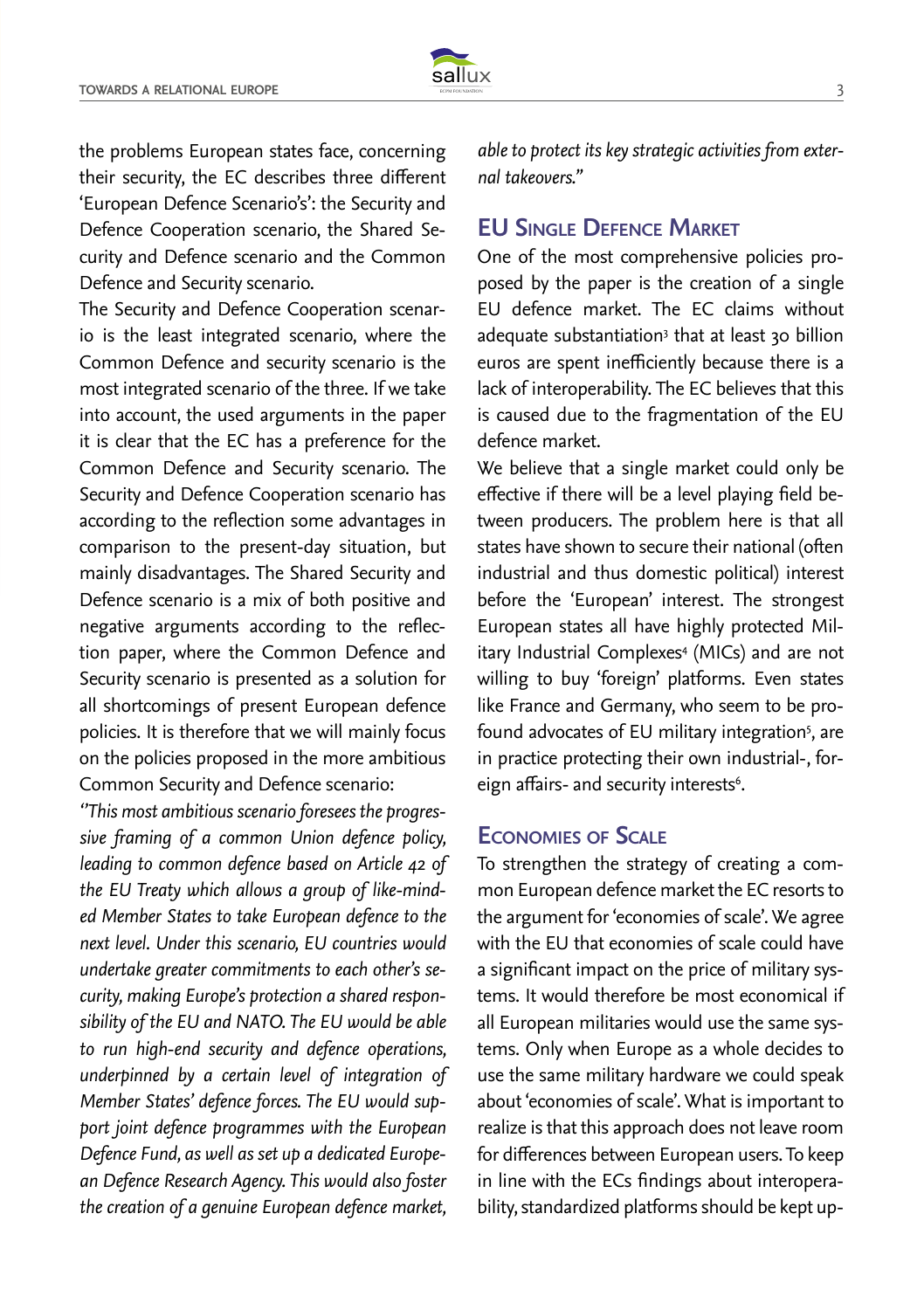the problems European states face, concerning their security, the EC describes three different 'European Defence Scenario's': the Security and Defence Cooperation scenario, the Shared Security and Defence scenario and the Common Defence and Security scenario.

The Security and Defence Cooperation scenario is the least integrated scenario, where the Common Defence and security scenario is the most integrated scenario of the three. If we take into account, the used arguments in the paper it is clear that the EC has a preference for the Common Defence and Security scenario. The Security and Defence Cooperation scenario has according to the reflection some advantages in comparison to the present-day situation, but mainly disadvantages. The Shared Security and Defence scenario is a mix of both positive and negative arguments according to the reflection paper, where the Common Defence and Security scenario is presented as a solution for all shortcomings of present European defence policies. It is therefore that we will mainly focus on the policies proposed in the more ambitious Common Security and Defence scenario:

*"This most ambitious scenario foresees the progressive framing of a common Union defence policy, leading to common defence based on Article 42 of the EU Treaty which allows a group of like-minded Member States to take European defence to the next level. Under this scenario, EU countries would undertake greater commitments to each other's security, making Europe's protection a shared responsibility of the EU and NATO. The EU would be able to run high-end security and defence operations, underpinned by a certain level of integration of Member States' defence forces. The EU would support joint defence programmes with the European Defence Fund, as well as set up a dedicated European Defence Research Agency. This would also foster the creation of a genuine European defence market, able to protect its key strategic activities from external takeovers."*

## EU Single Defence Market

One of the most comprehensive policies proposed by the paper is the creation of a single EU defence market. The EC claims without adequate substantiation[3] that at least 30 billion euros are spent inefficiently because there is a lack of interoperability. The EC believes that this is caused due to the fragmentation of the EU defence market.

We believe that a single market could only be effective if there will be a level playing field between producers. The problem here is that all states have shown to secure their national (often industrial and thus domestic political) interest before the 'European' interest. The strongest European states all have highly protected Military Industrial Complexes[4] (MICs) and are not willing to buy 'foreign' platforms. Even states like France and Germany, who seem to be profound advocates of EU military integration[5], are in practice protecting their own industrial-, foreign affairs- and security interests[6].

## Economies of Scale

To strengthen the strategy of creating a common European defence market the EC resorts to the argument for 'economies of scale'. We agree with the EU that economies of scale could have a significant impact on the price of military systems. It would therefore be most economical if all European militaries would use the same systems. Only when Europe as a whole decides to use the same military hardware we could speak about 'economies of scale'. What is important to realize is that this approach does not leave room for differences between European users. To keep in line with the ECs findings about interoperability, standardized platforms should be kept up-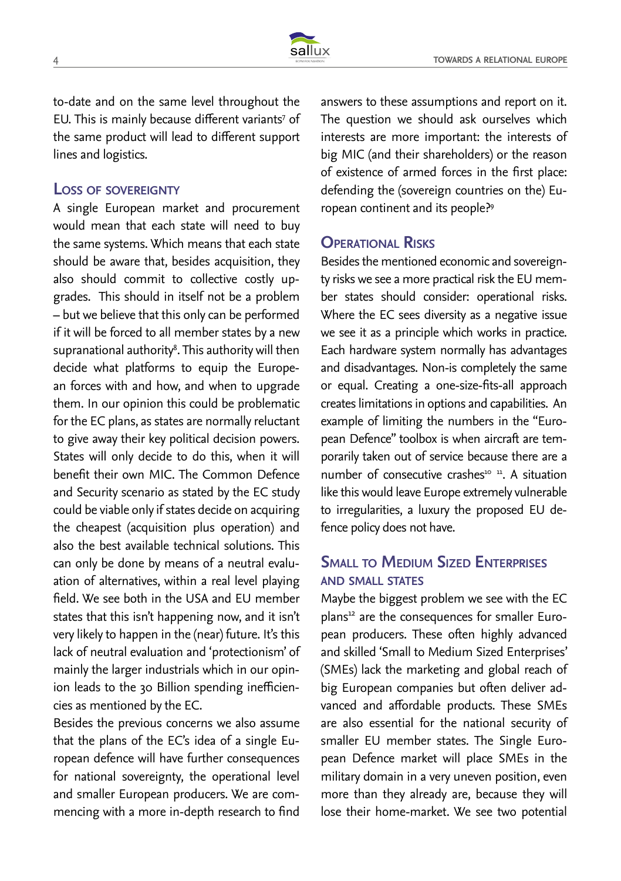to-date and on the same level throughout the EU. This is mainly because different variants[7] of the same product will lead to different support lines and logistics.

## Loss of sovereignty

A single European market and procurement would mean that each state will need to buy the same systems. Which means that each state should be aware that, besides acquisition, they also should commit to collective costly upgrades. This should in itself not be a problem – but we believe that this only can be performed if it will be forced to all member states by a new supranational authority[8]. This authority will then decide what platforms to equip the European forces with and how, and when to upgrade them. In our opinion this could be problematic for the EC plans, as states are normally reluctant to give away their key political decision powers. States will only decide to do this, when it will benefit their own MIC. The Common Defence and Security scenario as stated by the EC study could be viable only if states decide on acquiring the cheapest (acquisition plus operation) and also the best available technical solutions. This can only be done by means of a neutral evaluation of alternatives, within a real level playing field. We see both in the USA and EU member states that this isn't happening now, and it isn't very likely to happen in the (near) future. It's this lack of neutral evaluation and 'protectionism' of mainly the larger industrials which in our opinion leads to the 30 Billion spending inefficiencies as mentioned by the EC.

Besides the previous concerns we also assume that the plans of the EC's idea of a single European defence will have further consequences for national sovereignty, the operational level and smaller European producers. We are commencing with a more in-depth research to find answers to these assumptions and report on it. The question we should ask ourselves which interests are more important: the interests of big MIC (and their shareholders) or the reason of existence of armed forces in the first place: defending the (sovereign countries on the) European continent and its people?[9]

## Operational Risks

Besides the mentioned economic and sovereignty risks we see a more practical risk the EU member states should consider: operational risks. Where the EC sees diversity as a negative issue we see it as a principle which works in practice. Each hardware system normally has advantages and disadvantages. Non-is completely the same or equal. Creating a one-size-fits-all approach creates limitations in options and capabilities. An example of limiting the numbers in the "European Defence" toolbox is when aircraft are temporarily taken out of service because there are a number of consecutive crashes[10] [11]. A situation like this would leave Europe extremely vulnerable to irregularities, a luxury the proposed EU defence policy does not have.

## Small to Medium Sized Enterprises and small states

Maybe the biggest problem we see with the EC plans[12] are the consequences for smaller European producers. These often highly advanced and skilled 'Small to Medium Sized Enterprises' (SMEs) lack the marketing and global reach of big European companies but often deliver advanced and affordable products. These SMEs are also essential for the national security of smaller EU member states. The Single European Defence market will place SMEs in the military domain in a very uneven position, even more than they already are, because they will lose their home-market. We see two potential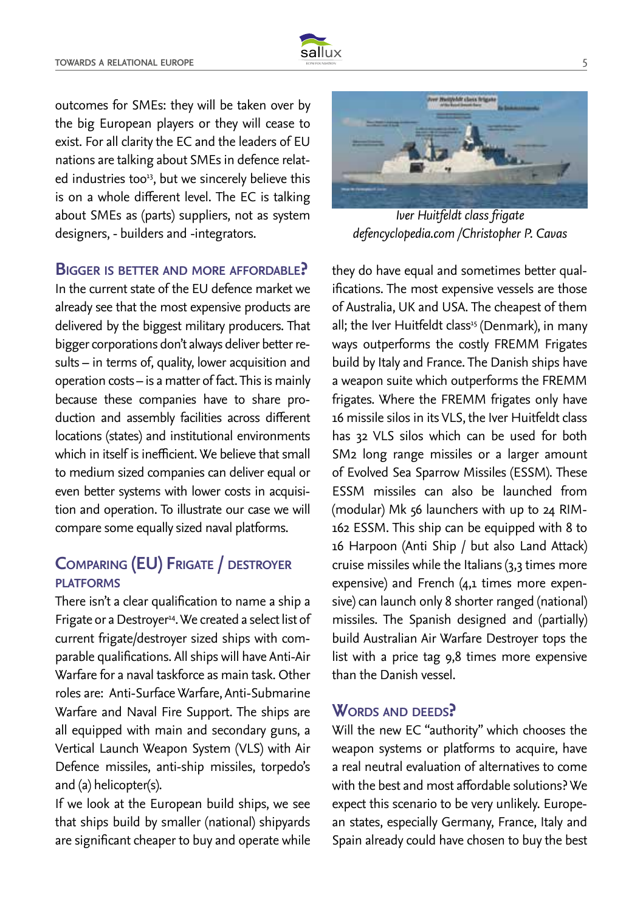outcomes for SMEs: they will be taken over by the big European players or they will cease to exist. For all clarity the EC and the leaders of EU nations are talking about SMEs in defence related industries too[13], but we sincerely believe this is on a whole different level. The EC is talking about SMEs as (parts) suppliers, not as system designers, - builders and -integrators.

## Bigger is better and more affordable?

In the current state of the EU defence market we already see that the most expensive products are delivered by the biggest military producers. That bigger corporations don't always deliver better results – in terms of, quality, lower acquisition and operation costs – is a matter of fact. This is mainly because these companies have to share production and assembly facilities across different locations (states) and institutional environments which in itself is inefficient. We believe that small to medium sized companies can deliver equal or even better systems with lower costs in acquisition and operation. To illustrate our case we will compare some equally sized naval platforms.

## Comparing (EU) Frigate / destroyer platforms

There isn't a clear qualification to name a ship a Frigate or a Destroyer[14]. We created a select list of current frigate/destroyer sized ships with comparable qualifications. All ships will have Anti-Air Warfare for a naval taskforce as main task. Other roles are: Anti-Surface Warfare, Anti-Submarine Warfare and Naval Fire Support. The ships are all equipped with main and secondary guns, a Vertical Launch Weapon System (VLS) with Air Defence missiles, anti-ship missiles, torpedo's and (a) helicopter(s).

If we look at the European build ships, we see that ships build by smaller (national) shipyards are significant cheaper to buy and operate while they do have equal and sometimes better qualifications. The most expensive vessels are those of Australia, UK and USA. The cheapest of them all; the Iver Huitfeldt class[15] (Denmark), in many ways outperforms the costly FREMM Frigates build by Italy and France. The Danish ships have a weapon suite which outperforms the FREMM frigates. Where the FREMM frigates only have 16 missile silos in its VLS, the Iver Huitfeldt class has 32 VLS silos which can be used for both SM2 long range missiles or a larger amount of Evolved Sea Sparrow Missiles (ESSM). These ESSM missiles can also be launched from (modular) Mk 56 launchers with up to 24 RIM-162 ESSM. This ship can be equipped with 8 to 16 Harpoon (Anti Ship / but also Land Attack) cruise missiles while the Italians (3,3 times more expensive) and French (4,1 times more expensive) can launch only 8 shorter ranged (national) missiles. The Spanish designed and (partially) build Australian Air Warfare Destroyer tops the list with a price tag 9,8 times more expensive than the Danish vessel.

*Iver Huitfeldt class frigate*
*defencyclopedia.com /Christopher P. Cavas*

## Words and deeds?

Will the new EC "authority" which chooses the weapon systems or platforms to acquire, have a real neutral evaluation of alternatives to come with the best and most affordable solutions? We expect this scenario to be very unlikely. European states, especially Germany, France, Italy and Spain already could have chosen to buy the best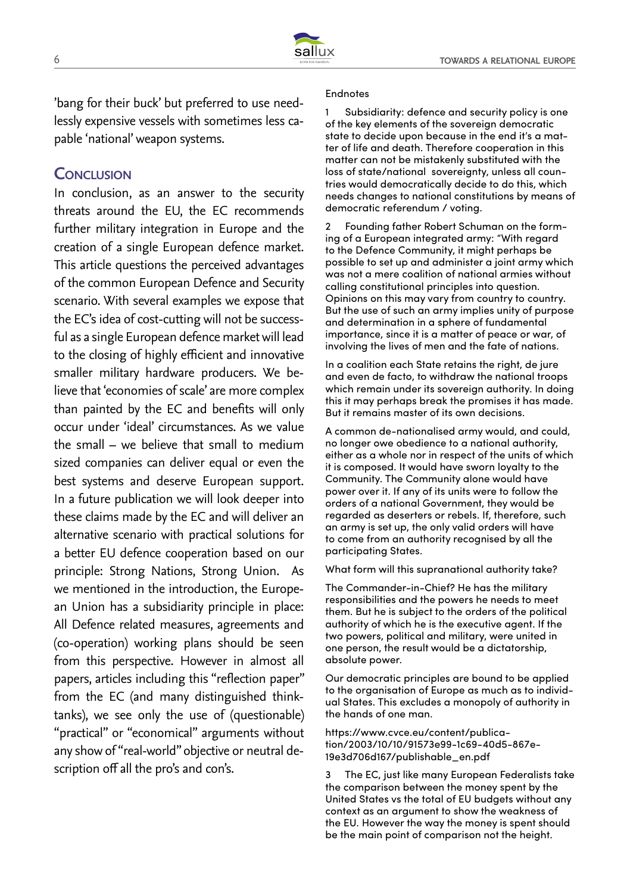'bang for their buck' but preferred to use needlessly expensive vessels with sometimes less capable 'national' weapon systems.

## Conclusion

In conclusion, as an answer to the security threats around the EU, the EC recommends further military integration in Europe and the creation of a single European defence market. This article questions the perceived advantages of the common European Defence and Security scenario. With several examples we expose that the EC's idea of cost-cutting will not be successful as a single European defence market will lead to the closing of highly efficient and innovative smaller military hardware producers. We believe that 'economies of scale' are more complex than painted by the EC and benefits will only occur under 'ideal' circumstances. As we value the small – we believe that small to medium sized companies can deliver equal or even the best systems and deserve European support. In a future publication we will look deeper into these claims made by the EC and will deliver an alternative scenario with practical solutions for a better EU defence cooperation based on our principle: Strong Nations, Strong Union. As we mentioned in the introduction, the European Union has a subsidiarity principle in place: All Defence related measures, agreements and (co-operation) working plans should be seen from this perspective. However in almost all papers, articles including this "reflection paper" from the EC (and many distinguished think-tanks), we see only the use of (questionable) "practical" or "economical" arguments without any show of "real-world" objective or neutral description off all the pro's and con's.

Endnotes

1 Subsidiarity: defence and security policy is one of the key elements of the sovereign democratic state to decide upon because in the end it's a matter of life and death. Therefore cooperation in this matter can not be mistakenly substituted with the loss of state/national sovereignty, unless all countries would democratically decide to do this, which needs changes to national constitutions by means of democratic referendum / voting.

2 Founding father Robert Schuman on the forming of a European integrated army: "With regard to the Defence Community, it might perhaps be possible to set up and administer a joint army which was not a mere coalition of national armies without calling constitutional principles into question. Opinions on this may vary from country to country. But the use of such an army implies unity of purpose and determination in a sphere of fundamental importance, since it is a matter of peace or war, of involving the lives of men and the fate of nations.

In a coalition each State retains the right, de jure and even de facto, to withdraw the national troops which remain under its sovereign authority. In doing this it may perhaps break the promises it has made. But it remains master of its own decisions.

A common de-nationalised army would, and could, no longer owe obedience to a national authority, either as a whole nor in respect of the units of which it is composed. It would have sworn loyalty to the Community. The Community alone would have power over it. If any of its units were to follow the orders of a national Government, they would be regarded as deserters or rebels. If, therefore, such an army is set up, the only valid orders will have to come from an authority recognised by all the participating States.

What form will this supranational authority take?

The Commander-in-Chief? He has the military responsibilities and the powers he needs to meet them. But he is subject to the orders of the political authority of which he is the executive agent. If the two powers, political and military, were united in one person, the result would be a dictatorship, absolute power.

Our democratic principles are bound to be applied to the organisation of Europe as much as to individual States. This excludes a monopoly of authority in the hands of one man.

https://www.cvce.eu/content/publication/2003/10/10/91573e99-1c69-40d5-867e-19e3d706d167/publishable_en.pdf

3 The EC, just like many European Federalists take the comparison between the money spent by the United States vs the total of EU budgets without any context as an argument to show the weakness of the EU. However the way the money is spent should be the main point of comparison not the height.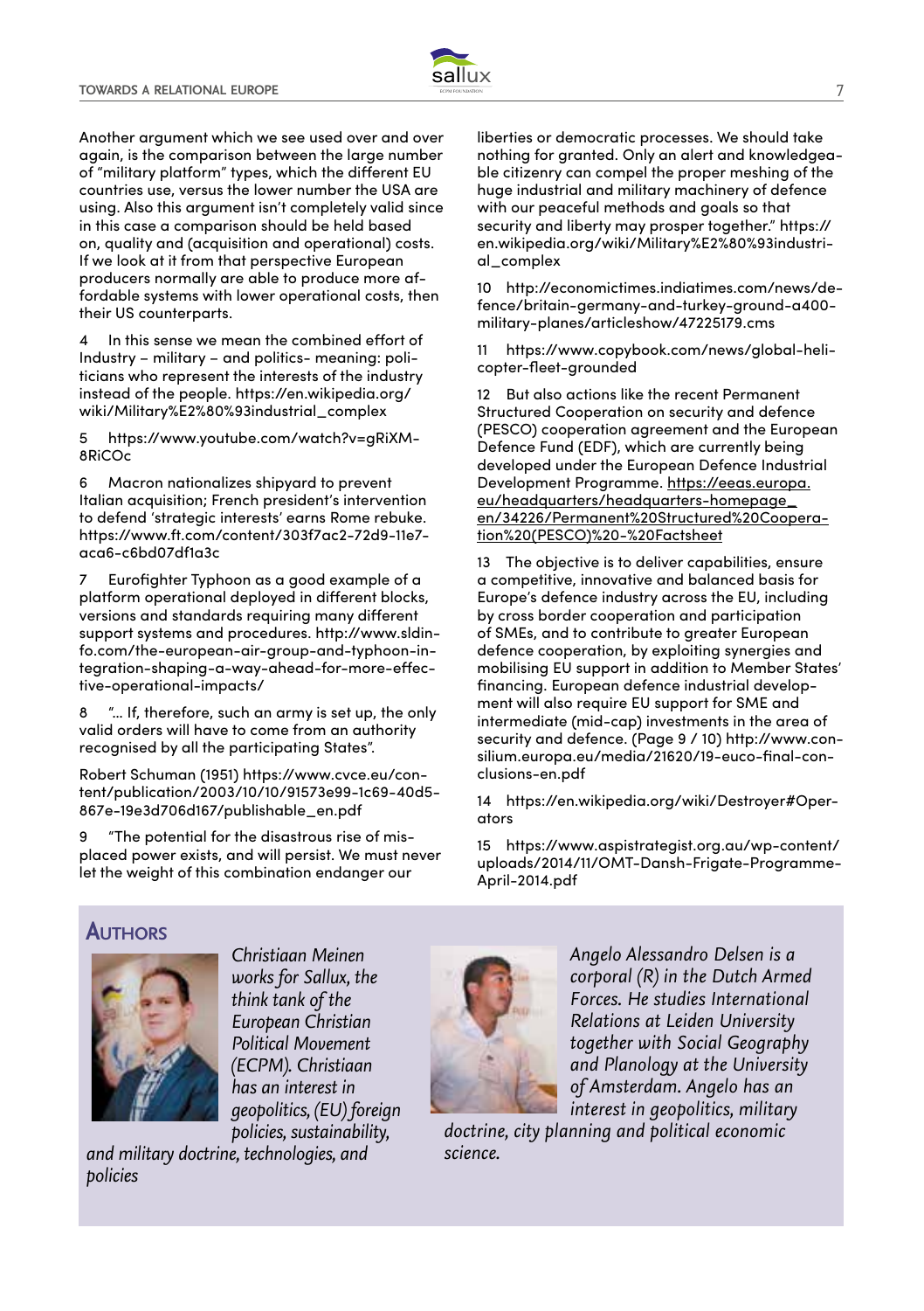Another argument which we see used over and over again, is the comparison between the large number of "military platform" types, which the different EU countries use, versus the lower number the USA are using. Also this argument isn't completely valid since in this case a comparison should be held based on, quality and (acquisition and operational) costs. If we look at it from that perspective European producers normally are able to produce more affordable systems with lower operational costs, then their US counterparts.

4 In this sense we mean the combined effort of Industry – military – and politics- meaning: politicians who represent the interests of the industry instead of the people. https://en.wikipedia.org/wiki/Military%E2%80%93industrial_complex

5 https://www.youtube.com/watch?v=gRiXM-8RiCOc

6 Macron nationalizes shipyard to prevent Italian acquisition; French president's intervention to defend 'strategic interests' earns Rome rebuke. https://www.ft.com/content/303f7ac2-72d9-11e7-aca6-c6bd07df1a3c

7 Eurofighter Typhoon as a good example of a platform operational deployed in different blocks, versions and standards requiring many different support systems and procedures. http://www.sldinfo.com/the-european-air-group-and-typhoon-integration-shaping-a-way-ahead-for-more-effective-operational-impacts/

8 "... If, therefore, such an army is set up, the only valid orders will have to come from an authority recognised by all the participating States".

Robert Schuman (1951) https://www.cvce.eu/content/publication/2003/10/10/91573e99-1c69-40d5-867e-19e3d706d167/publishable_en.pdf

9 "The potential for the disastrous rise of misplaced power exists, and will persist. We must never let the weight of this combination endanger our liberties or democratic processes. We should take nothing for granted. Only an alert and knowledgeable citizenry can compel the proper meshing of the huge industrial and military machinery of defence with our peaceful methods and goals so that security and liberty may prosper together." https://en.wikipedia.org/wiki/Military%E2%80%93industrial_complex

10 http://economictimes.indiatimes.com/news/defence/britain-germany-and-turkey-ground-a400-military-planes/articleshow/47225179.cms

11 https://www.copybook.com/news/global-helicopter-fleet-grounded

12 But also actions like the recent Permanent Structured Cooperation on security and defence (PESCO) cooperation agreement and the European Defence Fund (EDF), which are currently being developed under the European Defence Industrial Development Programme. https://eeas.europa.eu/headquarters/headquarters-homepage_en/34226/Permanent%20Structured%20Cooperation%20(PESCO)%20-%20Factsheet

13 The objective is to deliver capabilities, ensure a competitive, innovative and balanced basis for Europe's defence industry across the EU, including by cross border cooperation and participation of SMEs, and to contribute to greater European defence cooperation, by exploiting synergies and mobilising EU support in addition to Member States' financing. European defence industrial development will also require EU support for SME and intermediate (mid-cap) investments in the area of security and defence. (Page 9 / 10) http://www.consilium.europa.eu/media/21620/19-euco-final-conclusions-en.pdf

14 https://en.wikipedia.org/wiki/Destroyer#Operators

15 https://www.aspistrategist.org.au/wp-content/uploads/2014/11/OMT-Dansh-Frigate-Programme-April-2014.pdf

## Authors

*Christiaan Meinen works for Sallux, the think tank of the European Christian Political Movement (ECPM). Christiaan has an interest in geopolitics, (EU) foreign policies, sustainability, and military doctrine, technologies, and policies*

*Angelo Alessandro Delsen is a corporal (R) in the Dutch Armed Forces. He studies International Relations at Leiden University together with Social Geography and Planology at the University of Amsterdam. Angelo has an interest in geopolitics, military doctrine, city planning and political economic science.*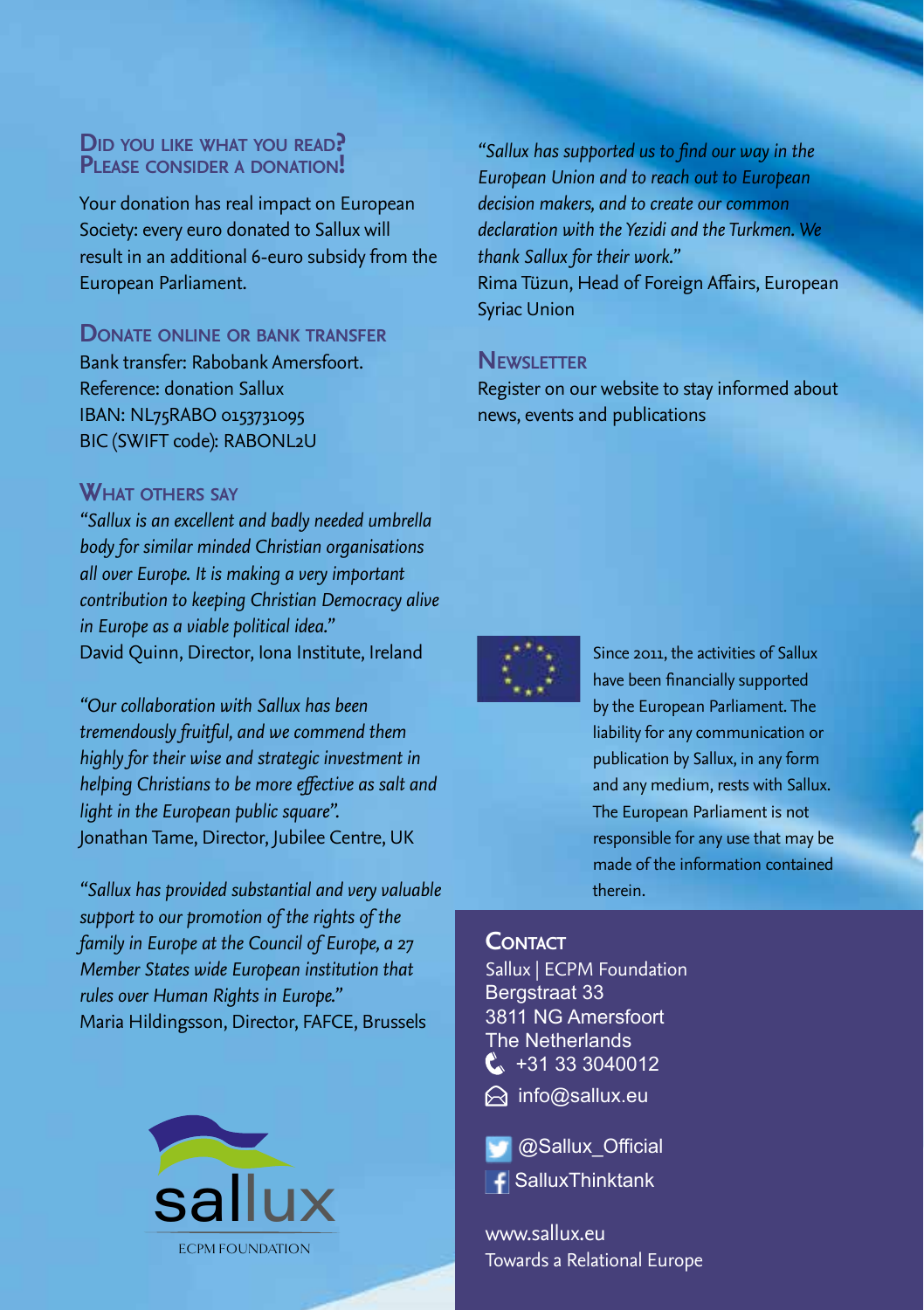## Did you like what you read? Please consider a donation!

Your donation has real impact on European Society: every euro donated to Sallux will result in an additional 6-euro subsidy from the European Parliament.

### Donate online or bank transfer

Bank transfer: Rabobank Amersfoort.
Reference: donation Sallux
IBAN: NL75RABO 0153731095
BIC (SWIFT code): RABONL2U

### What others say

*"Sallux is an excellent and badly needed umbrella body for similar minded Christian organisations all over Europe. It is making a very important contribution to keeping Christian Democracy alive in Europe as a viable political idea."*
David Quinn, Director, Iona Institute, Ireland

*"Our collaboration with Sallux has been tremendously fruitful, and we commend them highly for their wise and strategic investment in helping Christians to be more effective as salt and light in the European public square".*
Jonathan Tame, Director, Jubilee Centre, UK

*"Sallux has provided substantial and very valuable support to our promotion of the rights of the family in Europe at the Council of Europe, a 27 Member States wide European institution that rules over Human Rights in Europe."*
Maria Hildingsson, Director, FAFCE, Brussels

*"Sallux has supported us to find our way in the European Union and to reach out to European decision makers, and to create our common declaration with the Yezidi and the Turkmen. We thank Sallux for their work."*
Rima Tüzun, Head of Foreign Affairs, European Syriac Union

### Newsletter

Register on our website to stay informed about news, events and publications

Since 2011, the activities of Sallux have been financially supported by the European Parliament. The liability for any communication or publication by Sallux, in any form and any medium, rests with Sallux. The European Parliament is not responsible for any use that may be made of the information contained therein.

sallux
ECPM FOUNDATION

### Contact

Sallux | ECPM Foundation
Bergstraat 33
3811 NG Amersfoort
The Netherlands
+31 33 3040012
info@sallux.eu

@Sallux_Official
SalluxThinktank

www.sallux.eu
Towards a Relational Europe